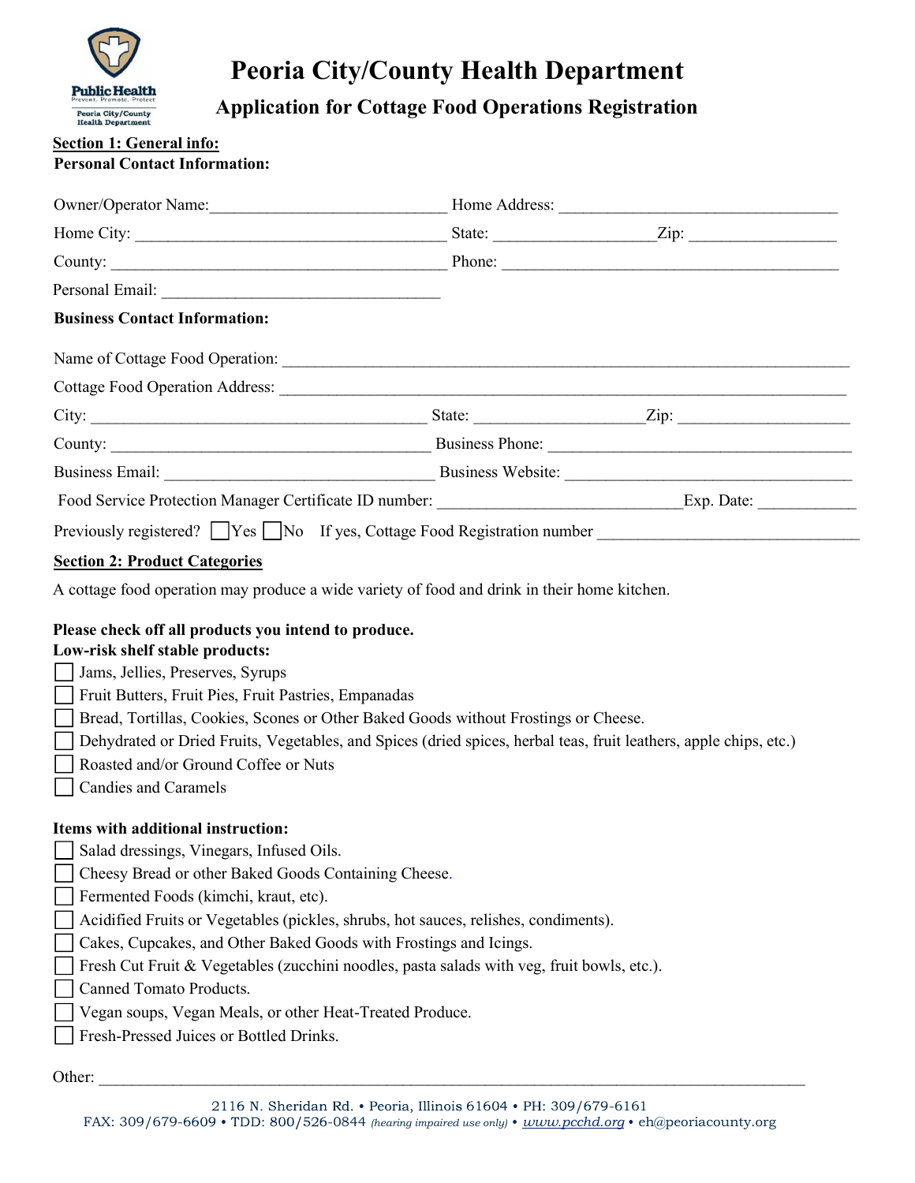# Peoria City/County Health Department

## Application for Cottage Food Operations Registration

**Section 1: General info:**

**Personal Contact Information:**

Owner/Operator Name:____________________________ Home Address: _________________________________

Home City: _____________________________________ State: __________________Zip: _________________

County: ________________________________________ Phone: ________________________________________

Personal Email: _________________________________

**Business Contact Information:**

Name of Cottage Food Operation: ___________________________________________________________________

Cottage Food Operation Address: ___________________________________________________________________

City: ______________________________________ State: ____________________Zip: ____________________

County: ____________________________________ Business Phone: ____________________________________

Business Email: _______________________________ Business Website: __________________________________

Food Service Protection Manager Certificate ID number: _____________________________Exp. Date: ___________

Previously registered? ☐ Yes ☐ No If yes, Cottage Food Registration number ______________________________

**Section 2: Product Categories**

A cottage food operation may produce a wide variety of food and drink in their home kitchen.

**Please check off all products you intend to produce.**

**Low-risk shelf stable products:**

- ☐ Jams, Jellies, Preserves, Syrups
- ☐ Fruit Butters, Fruit Pies, Fruit Pastries, Empanadas
- ☐ Bread, Tortillas, Cookies, Scones or Other Baked Goods without Frostings or Cheese.
- ☐ Dehydrated or Dried Fruits, Vegetables, and Spices (dried spices, herbal teas, fruit leathers, apple chips, etc.)
- ☐ Roasted and/or Ground Coffee or Nuts
- ☐ Candies and Caramels

**Items with additional instruction:**

- ☐ Salad dressings, Vinegars, Infused Oils.
- ☐ Cheesy Bread or other Baked Goods Containing Cheese.
- ☐ Fermented Foods (kimchi, kraut, etc).
- ☐ Acidified Fruits or Vegetables (pickles, shrubs, hot sauces, relishes, condiments).
- ☐ Cakes, Cupcakes, and Other Baked Goods with Frostings and Icings.
- ☐ Fresh Cut Fruit & Vegetables (zucchini noodles, pasta salads with veg, fruit bowls, etc.).
- ☐ Canned Tomato Products.
- ☐ Vegan soups, Vegan Meals, or other Heat-Treated Produce.
- ☐ Fresh-Pressed Juices or Bottled Drinks.

Other: ____________________________________________________________________________________

2116 N. Sheridan Rd. • Peoria, Illinois 61604 • PH: 309/679-6161
FAX: 309/679-6609 • TDD: 800/526-0844 *(hearing impaired use only)* • www.pcchd.org • eh@peoriacounty.org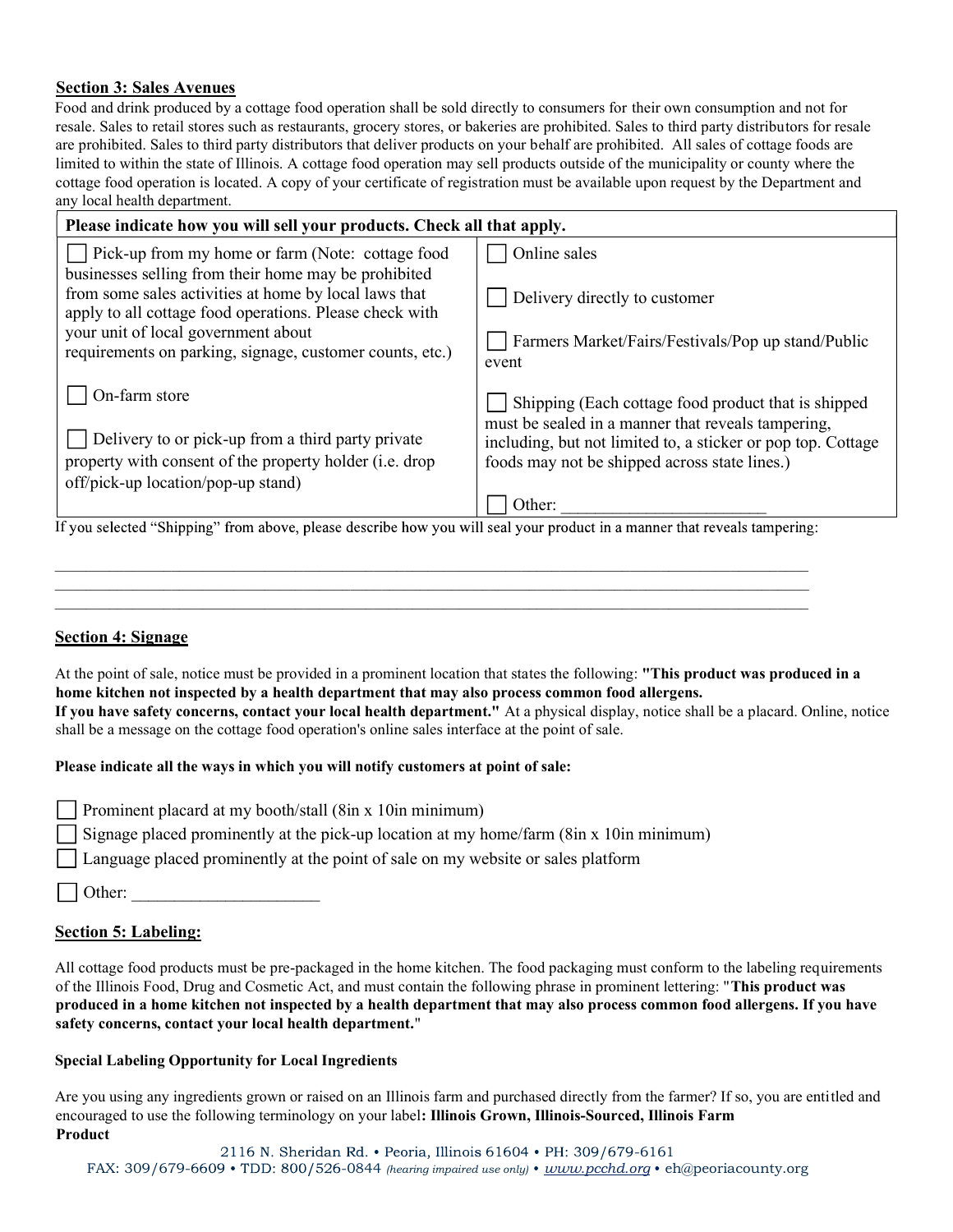## Section 3: Sales Avenues

Food and drink produced by a cottage food operation shall be sold directly to consumers for their own consumption and not for resale. Sales to retail stores such as restaurants, grocery stores, or bakeries are prohibited. Sales to third party distributors for resale are prohibited. Sales to third party distributors that deliver products on your behalf are prohibited. All sales of cottage foods are limited to within the state of Illinois. A cottage food operation may sell products outside of the municipality or county where the cottage food operation is located. A copy of your certificate of registration must be available upon request by the Department and any local health department.

| **Please indicate how you will sell your products. Check all that apply.** | |
|---|---|
| ☐ Pick-up from my home or farm (Note: cottage food businesses selling from their home may be prohibited from some sales activities at home by local laws that apply to all cottage food operations. Please check with your unit of local government about requirements on parking, signage, customer counts, etc.) | ☐ Online sales |
| | ☐ Delivery directly to customer |
| | ☐ Farmers Market/Fairs/Festivals/Pop up stand/Public event |
| ☐ On-farm store | ☐ Shipping (Each cottage food product that is shipped must be sealed in a manner that reveals tampering, including, but not limited to, a sticker or pop top. Cottage foods may not be shipped across state lines.) |
| ☐ Delivery to or pick-up from a third party private property with consent of the property holder (i.e. drop off/pick-up location/pop-up stand) | ☐ Other: ______________________ |

If you selected "Shipping" from above, please describe how you will seal your product in a manner that reveals tampering:

______________________________________________________________________________

______________________________________________________________________________

______________________________________________________________________________

## Section 4: Signage

At the point of sale, notice must be provided in a prominent location that states the following: **"This product was produced in a home kitchen not inspected by a health department that may also process common food allergens. If you have safety concerns, contact your local health department."** At a physical display, notice shall be a placard. Online, notice shall be a message on the cottage food operation's online sales interface at the point of sale.

**Please indicate all the ways in which you will notify customers at point of sale:**

☐ Prominent placard at my booth/stall (8in x 10in minimum)

☐ Signage placed prominently at the pick-up location at my home/farm (8in x 10in minimum)

☐ Language placed prominently at the point of sale on my website or sales platform

☐ Other: ______________________

## Section 5: Labeling:

All cottage food products must be pre-packaged in the home kitchen. The food packaging must conform to the labeling requirements of the Illinois Food, Drug and Cosmetic Act, and must contain the following phrase in prominent lettering: "**This product was produced in a home kitchen not inspected by a health department that may also process common food allergens. If you have safety concerns, contact your local health department.**"

**Special Labeling Opportunity for Local Ingredients**

Are you using any ingredients grown or raised on an Illinois farm and purchased directly from the farmer? If so, you are entitled and encouraged to use the following terminology on your label**: Illinois Grown, Illinois-Sourced, Illinois Farm Product**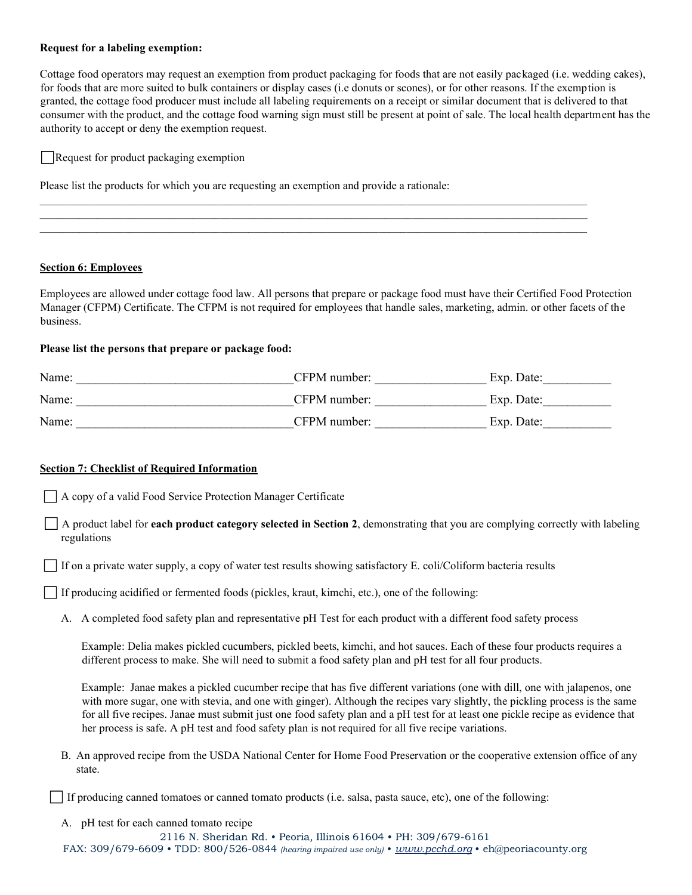**Request for a labeling exemption:**

Cottage food operators may request an exemption from product packaging for foods that are not easily packaged (i.e. wedding cakes), for foods that are more suited to bulk containers or display cases (i.e donuts or scones), or for other reasons. If the exemption is granted, the cottage food producer must include all labeling requirements on a receipt or similar document that is delivered to that consumer with the product, and the cottage food warning sign must still be present at point of sale. The local health department has the authority to accept or deny the exemption request.

☐ Request for product packaging exemption

Please list the products for which you are requesting an exemption and provide a rationale:

\_\_\_\_\_\_\_\_\_\_\_\_\_\_\_\_\_\_\_\_\_\_\_\_\_\_\_\_\_\_\_\_\_\_\_\_\_\_\_\_\_\_\_\_\_\_\_\_\_\_\_\_\_\_\_\_\_\_\_\_\_\_\_\_\_\_\_\_\_\_\_\_\_\_\_\_\_\_\_\_\_\_\_\_\_\_\_\_\_\_\_\_

\_\_\_\_\_\_\_\_\_\_\_\_\_\_\_\_\_\_\_\_\_\_\_\_\_\_\_\_\_\_\_\_\_\_\_\_\_\_\_\_\_\_\_\_\_\_\_\_\_\_\_\_\_\_\_\_\_\_\_\_\_\_\_\_\_\_\_\_\_\_\_\_\_\_\_\_\_\_\_\_\_\_\_\_\_\_\_\_\_\_\_\_

\_\_\_\_\_\_\_\_\_\_\_\_\_\_\_\_\_\_\_\_\_\_\_\_\_\_\_\_\_\_\_\_\_\_\_\_\_\_\_\_\_\_\_\_\_\_\_\_\_\_\_\_\_\_\_\_\_\_\_\_\_\_\_\_\_\_\_\_\_\_\_\_\_\_\_\_\_\_\_\_\_\_\_\_\_\_\_\_\_\_\_\_

## Section 6: Employees

Employees are allowed under cottage food law. All persons that prepare or package food must have their Certified Food Protection Manager (CFPM) Certificate. The CFPM is not required for employees that handle sales, marketing, admin. or other facets of the business.

**Please list the persons that prepare or package food:**

Name: \_\_\_\_\_\_\_\_\_\_\_\_\_\_\_\_\_\_\_\_\_\_\_\_\_\_\_\_\_\_\_\_\_\_ CFPM number: \_\_\_\_\_\_\_\_\_\_\_\_\_\_\_\_\_ Exp. Date:\_\_\_\_\_\_\_\_\_\_

Name: \_\_\_\_\_\_\_\_\_\_\_\_\_\_\_\_\_\_\_\_\_\_\_\_\_\_\_\_\_\_\_\_\_\_ CFPM number: \_\_\_\_\_\_\_\_\_\_\_\_\_\_\_\_\_ Exp. Date:\_\_\_\_\_\_\_\_\_\_

Name: \_\_\_\_\_\_\_\_\_\_\_\_\_\_\_\_\_\_\_\_\_\_\_\_\_\_\_\_\_\_\_\_\_\_ CFPM number: \_\_\_\_\_\_\_\_\_\_\_\_\_\_\_\_\_ Exp. Date:\_\_\_\_\_\_\_\_\_\_

## Section 7: Checklist of Required Information

☐ A copy of a valid Food Service Protection Manager Certificate

☐ A product label for **each product category selected in Section 2**, demonstrating that you are complying correctly with labeling regulations

☐ If on a private water supply, a copy of water test results showing satisfactory E. coli/Coliform bacteria results

☐ If producing acidified or fermented foods (pickles, kraut, kimchi, etc.), one of the following:

A. A completed food safety plan and representative pH Test for each product with a different food safety process

   Example: Delia makes pickled cucumbers, pickled beets, kimchi, and hot sauces. Each of these four products requires a different process to make. She will need to submit a food safety plan and pH test for all four products.

   Example: Janae makes a pickled cucumber recipe that has five different variations (one with dill, one with jalapenos, one with more sugar, one with stevia, and one with ginger). Although the recipes vary slightly, the pickling process is the same for all five recipes. Janae must submit just one food safety plan and a pH test for at least one pickle recipe as evidence that her process is safe. A pH test and food safety plan is not required for all five recipe variations.

B. An approved recipe from the USDA National Center for Home Food Preservation or the cooperative extension office of any state.

☐ If producing canned tomatoes or canned tomato products (i.e. salsa, pasta sauce, etc), one of the following:

A. pH test for each canned tomato recipe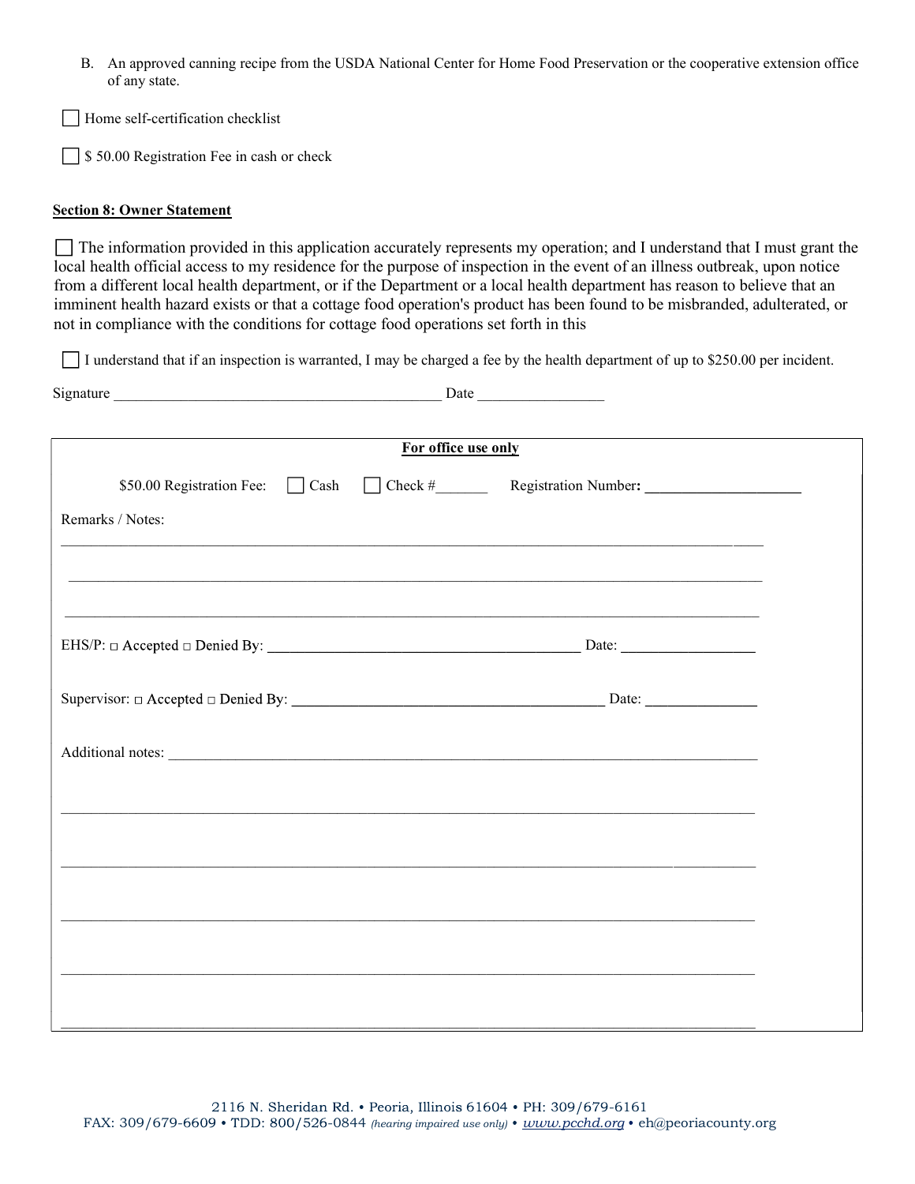B. An approved canning recipe from the USDA National Center for Home Food Preservation or the cooperative extension office of any state.

☐ Home self-certification checklist

☐ $ 50.00 Registration Fee in cash or check

**Section 8: Owner Statement**

☐ The information provided in this application accurately represents my operation; and I understand that I must grant the local health official access to my residence for the purpose of inspection in the event of an illness outbreak, upon notice from a different local health department, or if the Department or a local health department has reason to believe that an imminent health hazard exists or that a cottage food operation's product has been found to be misbranded, adulterated, or not in compliance with the conditions for cottage food operations set forth in this

☐ I understand that if an inspection is warranted, I may be charged a fee by the health department of up to $250.00 per incident.

Signature _____________________________________________ Date _________________

**For office use only**

$50.00 Registration Fee: ☐ Cash ☐ Check #_______ Registration Number: _____________________

Remarks / Notes:

_____________________________________________________________________________________

_____________________________________________________________________________________

_____________________________________________________________________________________

EHS/P: □ Accepted □ Denied By: _________________________________________ Date: __________________

Supervisor: □ Accepted □ Denied By: _________________________________________ Date: _______________

Additional notes: ____________________________________________________________________

_____________________________________________________________________________________

_____________________________________________________________________________________

_____________________________________________________________________________________

_____________________________________________________________________________________

_____________________________________________________________________________________

2116 N. Sheridan Rd. • Peoria, Illinois 61604 • PH: 309/679-6161
FAX: 309/679-6609 • TDD: 800/526-0844 *(hearing impaired use only)* • www.pcchd.org • eh@peoriacounty.org